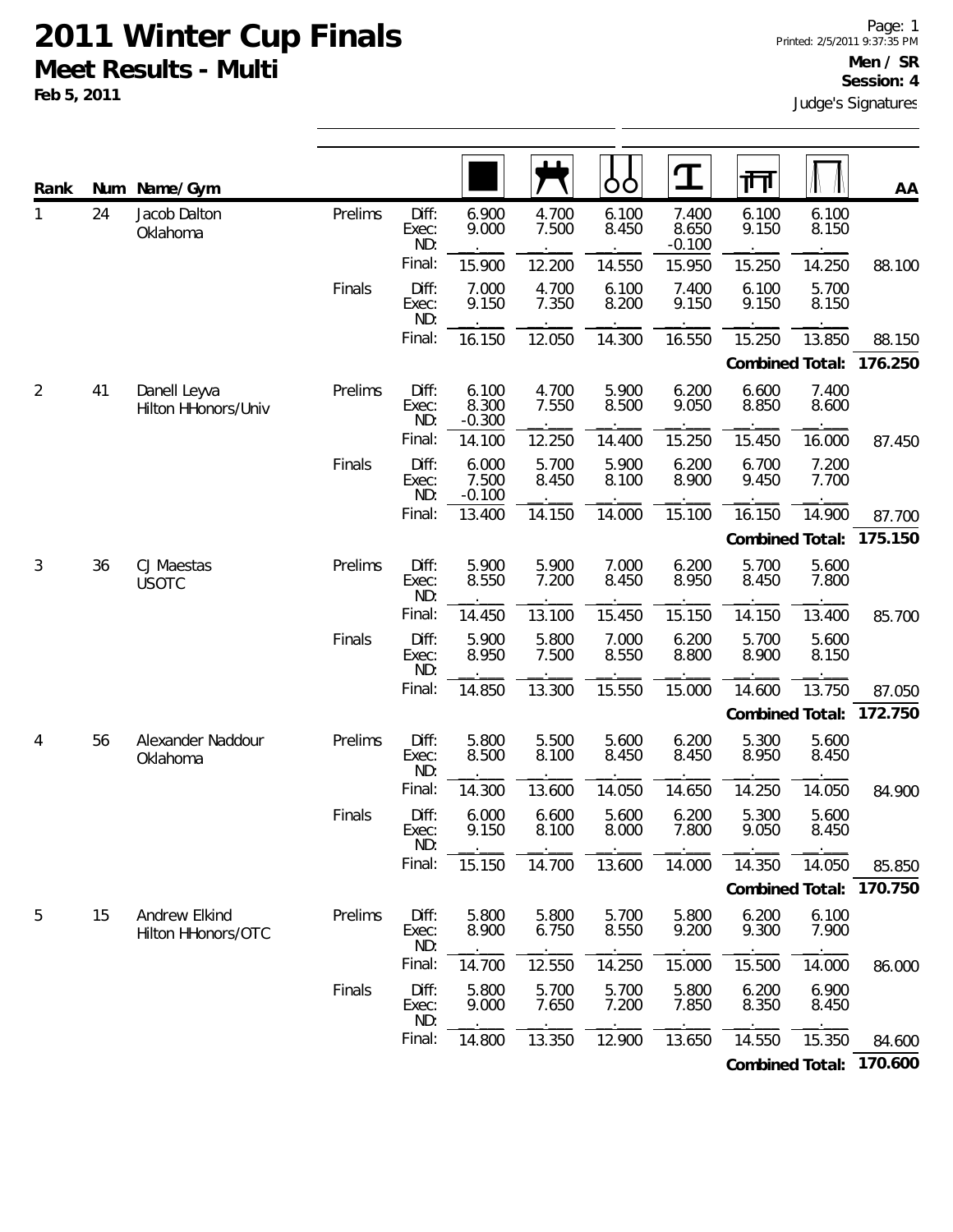# 2011 Winter Cup Finals

## Meet Results - Multi

**Feb 5, 2011**

**Men / SR**
**Session: 4**

Judge's Signatures

| Rank | Num | Name/Gym | | | Floor | Pommel Horse | Rings | Vault | Parallel Bars | High Bar | AA |
|---|---|---|---|---|---|---|---|---|---|---|---|
| 1 | 24 | Jacob Dalton, Oklahoma | Prelims | Diff: | 6.900 | 4.700 | 6.100 | 7.400 | 6.100 | 6.100 | |
| | | | | Exec: | 9.000 | 7.500 | 8.450 | 8.650 | 9.150 | 8.150 | |
| | | | | ND: | | | | -0.100 | | | |
| | | | | Final: | 15.900 | 12.200 | 14.550 | 15.950 | 15.250 | 14.250 | 88.100 |
| | | | Finals | Diff: | 7.000 | 4.700 | 6.100 | 7.400 | 6.100 | 5.700 | |
| | | | | Exec: | 9.150 | 7.350 | 8.200 | 9.150 | 9.150 | 8.150 | |
| | | | | ND: | | | | | | | |
| | | | | Final: | 16.150 | 12.050 | 14.300 | 16.550 | 15.250 | 13.850 | 88.150 |
| | | | | | | | | | | **Combined Total:** | **176.250** |
| 2 | 41 | Danell Leyva, Hilton HHonors/Univ | Prelims | Diff: | 6.100 | 4.700 | 5.900 | 6.200 | 6.600 | 7.400 | |
| | | | | Exec: | 8.300 | 7.550 | 8.500 | 9.050 | 8.850 | 8.600 | |
| | | | | ND: | -0.300 | | | | | | |
| | | | | Final: | 14.100 | 12.250 | 14.400 | 15.250 | 15.450 | 16.000 | 87.450 |
| | | | Finals | Diff: | 6.000 | 5.700 | 5.900 | 6.200 | 6.700 | 7.200 | |
| | | | | Exec: | 7.500 | 8.450 | 8.100 | 8.900 | 9.450 | 7.700 | |
| | | | | ND: | -0.100 | | | | | | |
| | | | | Final: | 13.400 | 14.150 | 14.000 | 15.100 | 16.150 | 14.900 | 87.700 |
| | | | | | | | | | | **Combined Total:** | **175.150** |
| 3 | 36 | CJ Maestas, USOTC | Prelims | Diff: | 5.900 | 5.900 | 7.000 | 6.200 | 5.700 | 5.600 | |
| | | | | Exec: | 8.550 | 7.200 | 8.450 | 8.950 | 8.450 | 7.800 | |
| | | | | ND: | | | | | | | |
| | | | | Final: | 14.450 | 13.100 | 15.450 | 15.150 | 14.150 | 13.400 | 85.700 |
| | | | Finals | Diff: | 5.900 | 5.800 | 7.000 | 6.200 | 5.700 | 5.600 | |
| | | | | Exec: | 8.950 | 7.500 | 8.550 | 8.800 | 8.900 | 8.150 | |
| | | | | ND: | | | | | | | |
| | | | | Final: | 14.850 | 13.300 | 15.550 | 15.000 | 14.600 | 13.750 | 87.050 |
| | | | | | | | | | | **Combined Total:** | **172.750** |
| 4 | 56 | Alexander Naddour, Oklahoma | Prelims | Diff: | 5.800 | 5.500 | 5.600 | 6.200 | 5.300 | 5.600 | |
| | | | | Exec: | 8.500 | 8.100 | 8.450 | 8.450 | 8.950 | 8.450 | |
| | | | | ND: | | | | | | | |
| | | | | Final: | 14.300 | 13.600 | 14.050 | 14.650 | 14.250 | 14.050 | 84.900 |
| | | | Finals | Diff: | 6.000 | 6.600 | 5.600 | 6.200 | 5.300 | 5.600 | |
| | | | | Exec: | 9.150 | 8.100 | 8.000 | 7.800 | 9.050 | 8.450 | |
| | | | | ND: | | | | | | | |
| | | | | Final: | 15.150 | 14.700 | 13.600 | 14.000 | 14.350 | 14.050 | 85.850 |
| | | | | | | | | | | **Combined Total:** | **170.750** |
| 5 | 15 | Andrew Elkind, Hilton HHonors/OTC | Prelims | Diff: | 5.800 | 5.800 | 5.700 | 5.800 | 6.200 | 6.100 | |
| | | | | Exec: | 8.900 | 6.750 | 8.550 | 9.200 | 9.300 | 7.900 | |
| | | | | ND: | | | | | | | |
| | | | | Final: | 14.700 | 12.550 | 14.250 | 15.000 | 15.500 | 14.000 | 86.000 |
| | | | Finals | Diff: | 5.800 | 5.700 | 5.700 | 5.800 | 6.200 | 6.900 | |
| | | | | Exec: | 9.000 | 7.650 | 7.200 | 7.850 | 8.350 | 8.450 | |
| | | | | ND: | | | | | | | |
| | | | | Final: | 14.800 | 13.350 | 12.900 | 13.650 | 14.550 | 15.350 | 84.600 |
| | | | | | | | | | | **Combined Total:** | **170.600** |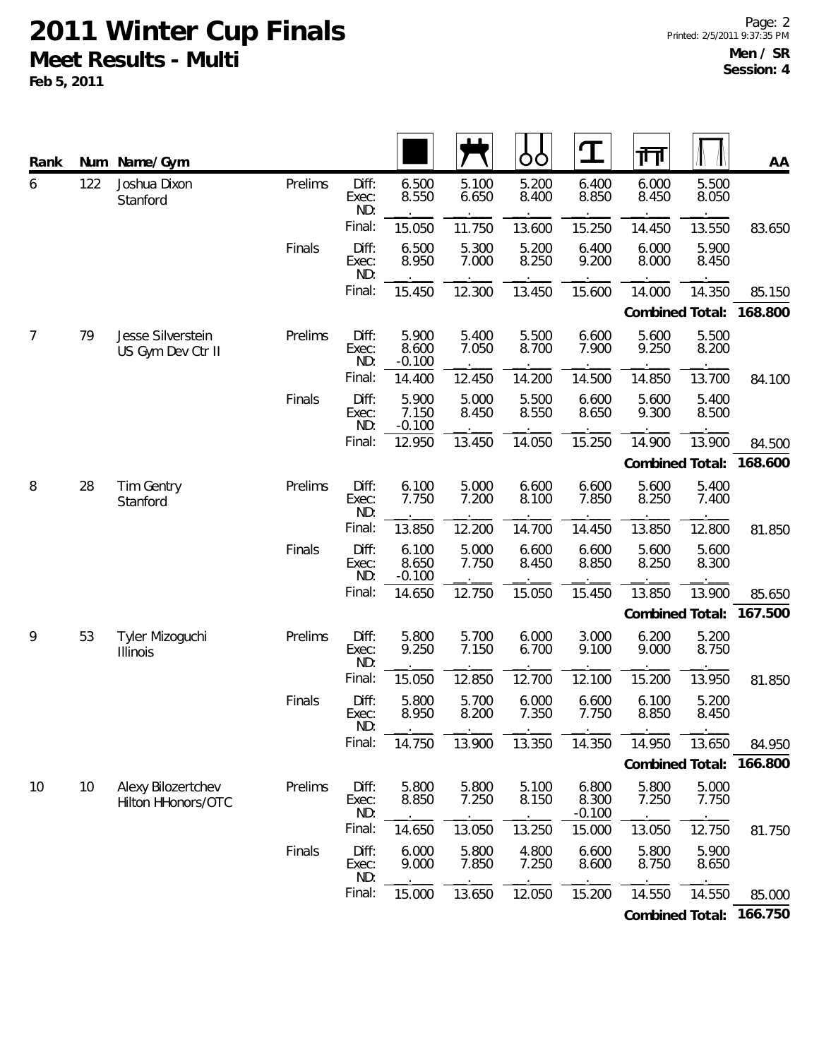# 2011 Winter Cup Finals

## Meet Results - Multi

**Feb 5, 2011**

**Men / SR**
**Session: 4**

| Rank | Num | Name/Gym | | | Floor | Pommel Horse | Rings | Vault | Parallel Bars | High Bar | AA |
|---|---|---|---|---|---|---|---|---|---|---|---|
| 6 | 122 | Joshua Dixon<br>Stanford | Prelims | Diff: | 6.500 | 5.100 | 5.200 | 6.400 | 6.000 | 5.500 | |
| | | | | Exec: | 8.550 | 6.650 | 8.400 | 8.850 | 8.450 | 8.050 | |
| | | | | ND: | | | | | | | |
| | | | | Final: | 15.050 | 11.750 | 13.600 | 15.250 | 14.450 | 13.550 | 83.650 |
| | | | Finals | Diff: | 6.500 | 5.300 | 5.200 | 6.400 | 6.000 | 5.900 | |
| | | | | Exec: | 8.950 | 7.000 | 8.250 | 9.200 | 8.000 | 8.450 | |
| | | | | ND: | | | | | | | |
| | | | | Final: | 15.450 | 12.300 | 13.450 | 15.600 | 14.000 | 14.350 | 85.150 |
| | | | | | | | | | **Combined Total:** | | **168.800** |
| 7 | 79 | Jesse Silverstein<br>US Gym Dev Ctr II | Prelims | Diff: | 5.900 | 5.400 | 5.500 | 6.600 | 5.600 | 5.500 | |
| | | | | Exec: | 8.600 | 7.050 | 8.700 | 7.900 | 9.250 | 8.200 | |
| | | | | ND: | -0.100 | | | | | | |
| | | | | Final: | 14.400 | 12.450 | 14.200 | 14.500 | 14.850 | 13.700 | 84.100 |
| | | | Finals | Diff: | 5.900 | 5.000 | 5.500 | 6.600 | 5.600 | 5.400 | |
| | | | | Exec: | 7.150 | 8.450 | 8.550 | 8.650 | 9.300 | 8.500 | |
| | | | | ND: | -0.100 | | | | | | |
| | | | | Final: | 12.950 | 13.450 | 14.050 | 15.250 | 14.900 | 13.900 | 84.500 |
| | | | | | | | | | **Combined Total:** | | **168.600** |
| 8 | 28 | Tim Gentry<br>Stanford | Prelims | Diff: | 6.100 | 5.000 | 6.600 | 6.600 | 5.600 | 5.400 | |
| | | | | Exec: | 7.750 | 7.200 | 8.100 | 7.850 | 8.250 | 7.400 | |
| | | | | ND: | | | | | | | |
| | | | | Final: | 13.850 | 12.200 | 14.700 | 14.450 | 13.850 | 12.800 | 81.850 |
| | | | Finals | Diff: | 6.100 | 5.000 | 6.600 | 6.600 | 5.600 | 5.600 | |
| | | | | Exec: | 8.650 | 7.750 | 8.450 | 8.850 | 8.250 | 8.300 | |
| | | | | ND: | -0.100 | | | | | | |
| | | | | Final: | 14.650 | 12.750 | 15.050 | 15.450 | 13.850 | 13.900 | 85.650 |
| | | | | | | | | | **Combined Total:** | | **167.500** |
| 9 | 53 | Tyler Mizoguchi<br>Illinois | Prelims | Diff: | 5.800 | 5.700 | 6.000 | 3.000 | 6.200 | 5.200 | |
| | | | | Exec: | 9.250 | 7.150 | 6.700 | 9.100 | 9.000 | 8.750 | |
| | | | | ND: | | | | | | | |
| | | | | Final: | 15.050 | 12.850 | 12.700 | 12.100 | 15.200 | 13.950 | 81.850 |
| | | | Finals | Diff: | 5.800 | 5.700 | 6.000 | 6.600 | 6.100 | 5.200 | |
| | | | | Exec: | 8.950 | 8.200 | 7.350 | 7.750 | 8.850 | 8.450 | |
| | | | | ND: | | | | | | | |
| | | | | Final: | 14.750 | 13.900 | 13.350 | 14.350 | 14.950 | 13.650 | 84.950 |
| | | | | | | | | | **Combined Total:** | | **166.800** |
| 10 | 10 | Alexy Bilozertchev<br>Hilton HHonors/OTC | Prelims | Diff: | 5.800 | 5.800 | 5.100 | 6.800 | 5.800 | 5.000 | |
| | | | | Exec: | 8.850 | 7.250 | 8.150 | 8.300 | 7.250 | 7.750 | |
| | | | | ND: | | | | -0.100 | | | |
| | | | | Final: | 14.650 | 13.050 | 13.250 | 15.000 | 13.050 | 12.750 | 81.750 |
| | | | Finals | Diff: | 6.000 | 5.800 | 4.800 | 6.600 | 5.800 | 5.900 | |
| | | | | Exec: | 9.000 | 7.850 | 7.250 | 8.600 | 8.750 | 8.650 | |
| | | | | ND: | | | | | | | |
| | | | | Final: | 15.000 | 13.650 | 12.050 | 15.200 | 14.550 | 14.550 | 85.000 |
| | | | | | | | | | **Combined Total:** | | **166.750** |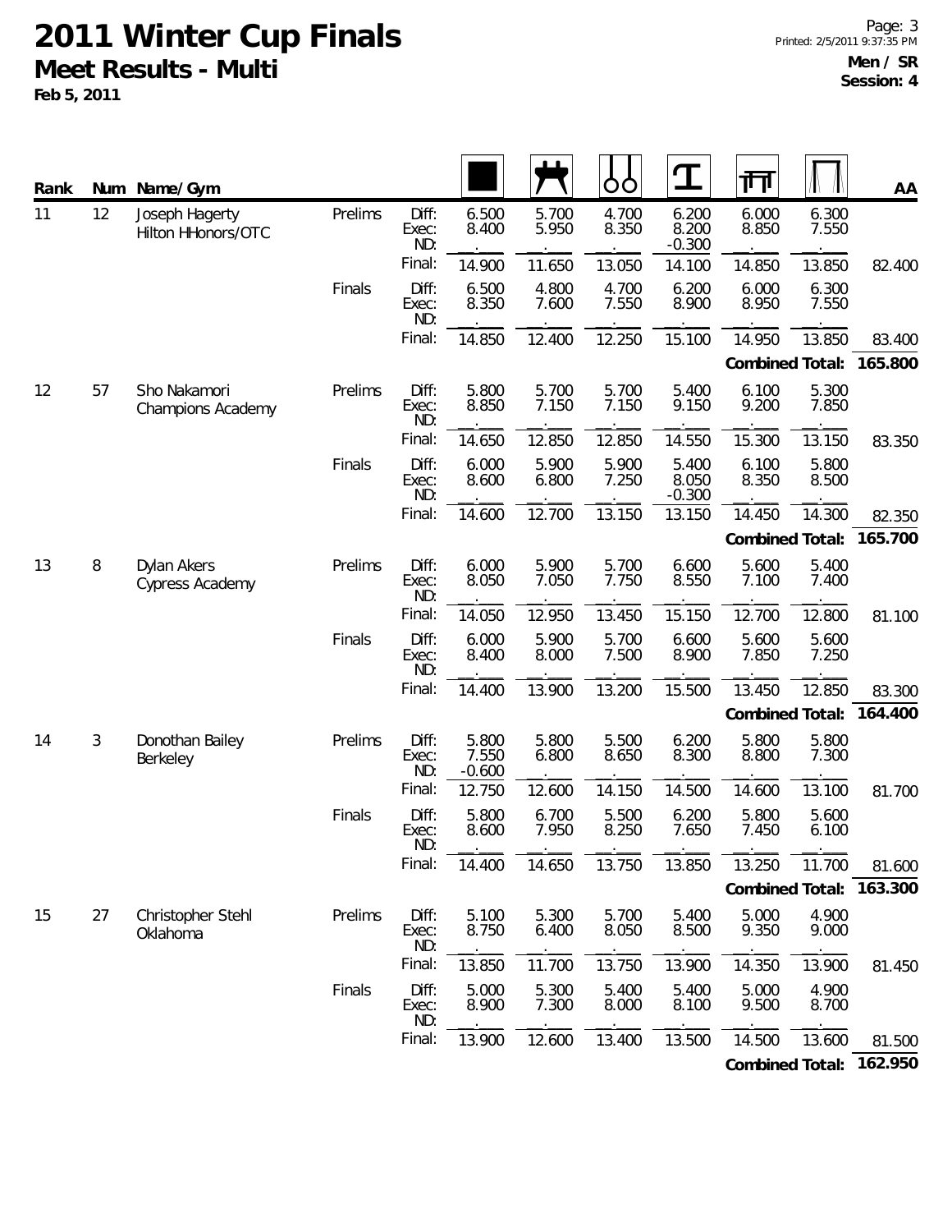# 2011 Winter Cup Finals

## Meet Results - Multi

**Feb 5, 2011**

**Men / SR**
**Session: 4**

| Rank | Num | Name/Gym | Round | | Floor | Pommel Horse | Rings | Vault | Parallel Bars | High Bar | AA |
|---|---|---|---|---|---|---|---|---|---|---|---|
| 11 | 12 | Joseph Hagerty<br>Hilton HHonors/OTC | Prelims | Diff: | 6.500 | 5.700 | 4.700 | 6.200 | 6.000 | 6.300 | |
| | | | | Exec: | 8.400 | 5.950 | 8.350 | 8.200 | 8.850 | 7.550 | |
| | | | | ND: | . | . | . | -0.300 | . | . | |
| | | | | Final: | 14.900 | 11.650 | 13.050 | 14.100 | 14.850 | 13.850 | 82.400 |
| | | | Finals | Diff: | 6.500 | 4.800 | 4.700 | 6.200 | 6.000 | 6.300 | |
| | | | | Exec: | 8.350 | 7.600 | 7.550 | 8.900 | 8.950 | 7.550 | |
| | | | | ND: | . | . | . | . | . | . | |
| | | | | Final: | 14.850 | 12.400 | 12.250 | 15.100 | 14.950 | 13.850 | 83.400 |
| | | | | | | | | | | **Combined Total:** | **165.800** |
| 12 | 57 | Sho Nakamori<br>Champions Academy | Prelims | Diff: | 5.800 | 5.700 | 5.700 | 5.400 | 6.100 | 5.300 | |
| | | | | Exec: | 8.850 | 7.150 | 7.150 | 9.150 | 9.200 | 7.850 | |
| | | | | ND: | . | . | . | . | . | . | |
| | | | | Final: | 14.650 | 12.850 | 12.850 | 14.550 | 15.300 | 13.150 | 83.350 |
| | | | Finals | Diff: | 6.000 | 5.900 | 5.900 | 5.400 | 6.100 | 5.800 | |
| | | | | Exec: | 8.600 | 6.800 | 7.250 | 8.050 | 8.350 | 8.500 | |
| | | | | ND: | . | . | . | -0.300 | . | . | |
| | | | | Final: | 14.600 | 12.700 | 13.150 | 13.150 | 14.450 | 14.300 | 82.350 |
| | | | | | | | | | | **Combined Total:** | **165.700** |
| 13 | 8 | Dylan Akers<br>Cypress Academy | Prelims | Diff: | 6.000 | 5.900 | 5.700 | 6.600 | 5.600 | 5.400 | |
| | | | | Exec: | 8.050 | 7.050 | 7.750 | 8.550 | 7.100 | 7.400 | |
| | | | | ND: | . | . | . | . | . | . | |
| | | | | Final: | 14.050 | 12.950 | 13.450 | 15.150 | 12.700 | 12.800 | 81.100 |
| | | | Finals | Diff: | 6.000 | 5.900 | 5.700 | 6.600 | 5.600 | 5.600 | |
| | | | | Exec: | 8.400 | 8.000 | 7.500 | 8.900 | 7.850 | 7.250 | |
| | | | | ND: | . | . | . | . | . | . | |
| | | | | Final: | 14.400 | 13.900 | 13.200 | 15.500 | 13.450 | 12.850 | 83.300 |
| | | | | | | | | | | **Combined Total:** | **164.400** |
| 14 | 3 | Donothan Bailey<br>Berkeley | Prelims | Diff: | 5.800 | 5.800 | 5.500 | 6.200 | 5.800 | 5.800 | |
| | | | | Exec: | 7.550 | 6.800 | 8.650 | 8.300 | 8.800 | 7.300 | |
| | | | | ND: | -0.600 | . | . | . | . | . | |
| | | | | Final: | 12.750 | 12.600 | 14.150 | 14.500 | 14.600 | 13.100 | 81.700 |
| | | | Finals | Diff: | 5.800 | 6.700 | 5.500 | 6.200 | 5.800 | 5.600 | |
| | | | | Exec: | 8.600 | 7.950 | 8.250 | 7.650 | 7.450 | 6.100 | |
| | | | | ND: | . | . | . | . | . | . | |
| | | | | Final: | 14.400 | 14.650 | 13.750 | 13.850 | 13.250 | 11.700 | 81.600 |
| | | | | | | | | | | **Combined Total:** | **163.300** |
| 15 | 27 | Christopher Stehl<br>Oklahoma | Prelims | Diff: | 5.100 | 5.300 | 5.700 | 5.400 | 5.000 | 4.900 | |
| | | | | Exec: | 8.750 | 6.400 | 8.050 | 8.500 | 9.350 | 9.000 | |
| | | | | ND: | . | . | . | . | . | . | |
| | | | | Final: | 13.850 | 11.700 | 13.750 | 13.900 | 14.350 | 13.900 | 81.450 |
| | | | Finals | Diff: | 5.000 | 5.300 | 5.400 | 5.400 | 5.000 | 4.900 | |
| | | | | Exec: | 8.900 | 7.300 | 8.000 | 8.100 | 9.500 | 8.700 | |
| | | | | ND: | . | . | . | . | . | . | |
| | | | | Final: | 13.900 | 12.600 | 13.400 | 13.500 | 14.500 | 13.600 | 81.500 |
| | | | | | | | | | | **Combined Total:** | **162.950** |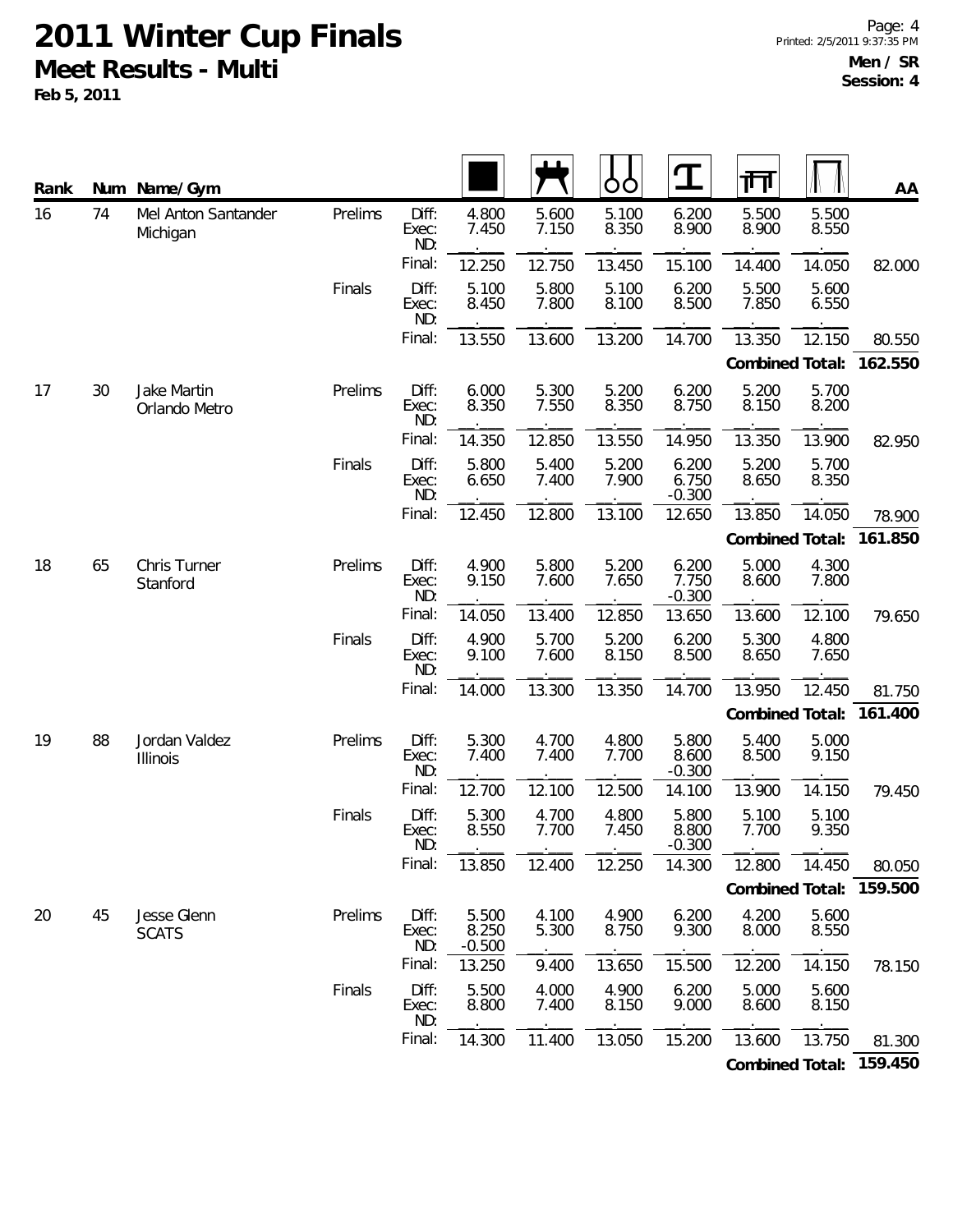# 2011 Winter Cup Finals

## Meet Results - Multi

**Feb 5, 2011**

**Men / SR**
**Session: 4**

| Rank | Num | Name/Gym | | | Floor | Pommel Horse | Rings | Vault | Parallel Bars | High Bar | AA |
|---|---|---|---|---|---|---|---|---|---|---|---|
| 16 | 74 | Mel Anton Santander<br>Michigan | Prelims | Diff: | 4.800 | 5.600 | 5.100 | 6.200 | 5.500 | 5.500 | |
| | | | | Exec: | 7.450 | 7.150 | 8.350 | 8.900 | 8.900 | 8.550 | |
| | | | | ND: | | | | | | | |
| | | | | Final: | 12.250 | 12.750 | 13.450 | 15.100 | 14.400 | 14.050 | 82.000 |
| | | | Finals | Diff: | 5.100 | 5.800 | 5.100 | 6.200 | 5.500 | 5.600 | |
| | | | | Exec: | 8.450 | 7.800 | 8.100 | 8.500 | 7.850 | 6.550 | |
| | | | | ND: | | | | | | | |
| | | | | Final: | 13.550 | 13.600 | 13.200 | 14.700 | 13.350 | 12.150 | 80.550 |
| | | | | | | | | | **Combined Total:** | | **162.550** |
| 17 | 30 | Jake Martin<br>Orlando Metro | Prelims | Diff: | 6.000 | 5.300 | 5.200 | 6.200 | 5.200 | 5.700 | |
| | | | | Exec: | 8.350 | 7.550 | 8.350 | 8.750 | 8.150 | 8.200 | |
| | | | | ND: | | | | | | | |
| | | | | Final: | 14.350 | 12.850 | 13.550 | 14.950 | 13.350 | 13.900 | 82.950 |
| | | | Finals | Diff: | 5.800 | 5.400 | 5.200 | 6.200 | 5.200 | 5.700 | |
| | | | | Exec: | 6.650 | 7.400 | 7.900 | 6.750 | 8.650 | 8.350 | |
| | | | | ND: | | | | -0.300 | | | |
| | | | | Final: | 12.450 | 12.800 | 13.100 | 12.650 | 13.850 | 14.050 | 78.900 |
| | | | | | | | | | **Combined Total:** | | **161.850** |
| 18 | 65 | Chris Turner<br>Stanford | Prelims | Diff: | 4.900 | 5.800 | 5.200 | 6.200 | 5.000 | 4.300 | |
| | | | | Exec: | 9.150 | 7.600 | 7.650 | 7.750 | 8.600 | 7.800 | |
| | | | | ND: | | | | -0.300 | | | |
| | | | | Final: | 14.050 | 13.400 | 12.850 | 13.650 | 13.600 | 12.100 | 79.650 |
| | | | Finals | Diff: | 4.900 | 5.700 | 5.200 | 6.200 | 5.300 | 4.800 | |
| | | | | Exec: | 9.100 | 7.600 | 8.150 | 8.500 | 8.650 | 7.650 | |
| | | | | ND: | | | | | | | |
| | | | | Final: | 14.000 | 13.300 | 13.350 | 14.700 | 13.950 | 12.450 | 81.750 |
| | | | | | | | | | **Combined Total:** | | **161.400** |
| 19 | 88 | Jordan Valdez<br>Illinois | Prelims | Diff: | 5.300 | 4.700 | 4.800 | 5.800 | 5.400 | 5.000 | |
| | | | | Exec: | 7.400 | 7.400 | 7.700 | 8.600 | 8.500 | 9.150 | |
| | | | | ND: | | | | -0.300 | | | |
| | | | | Final: | 12.700 | 12.100 | 12.500 | 14.100 | 13.900 | 14.150 | 79.450 |
| | | | Finals | Diff: | 5.300 | 4.700 | 4.800 | 5.800 | 5.100 | 5.100 | |
| | | | | Exec: | 8.550 | 7.700 | 7.450 | 8.800 | 7.700 | 9.350 | |
| | | | | ND: | | | | -0.300 | | | |
| | | | | Final: | 13.850 | 12.400 | 12.250 | 14.300 | 12.800 | 14.450 | 80.050 |
| | | | | | | | | | **Combined Total:** | | **159.500** |
| 20 | 45 | Jesse Glenn<br>SCATS | Prelims | Diff: | 5.500 | 4.100 | 4.900 | 6.200 | 4.200 | 5.600 | |
| | | | | Exec: | 8.250 | 5.300 | 8.750 | 9.300 | 8.000 | 8.550 | |
| | | | | ND: | -0.500 | | | | | | |
| | | | | Final: | 13.250 | 9.400 | 13.650 | 15.500 | 12.200 | 14.150 | 78.150 |
| | | | Finals | Diff: | 5.500 | 4.000 | 4.900 | 6.200 | 5.000 | 5.600 | |
| | | | | Exec: | 8.800 | 7.400 | 8.150 | 9.000 | 8.600 | 8.150 | |
| | | | | ND: | | | | | | | |
| | | | | Final: | 14.300 | 11.400 | 13.050 | 15.200 | 13.600 | 13.750 | 81.300 |
| | | | | | | | | | **Combined Total:** | | **159.450** |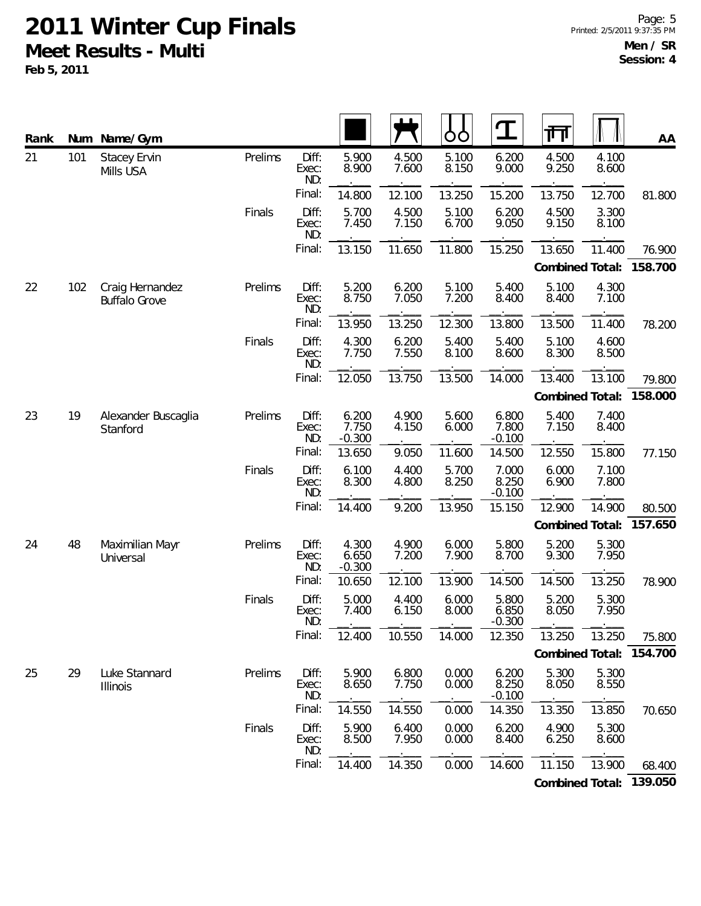# 2011 Winter Cup Finals

## Meet Results - Multi

**Feb 5, 2011**

**Men / SR**
**Session: 4**

| Rank | Num | Name/Gym | | | Floor | Pommel Horse | Rings | Vault | Parallel Bars | High Bar | AA |
|---|---|---|---|---|---|---|---|---|---|---|---|
| 21 | 101 | Stacey Ervin<br>Mills USA | Prelims | Diff: | 5.900 | 4.500 | 5.100 | 6.200 | 4.500 | 4.100 | |
| | | | | Exec: | 8.900 | 7.600 | 8.150 | 9.000 | 9.250 | 8.600 | |
| | | | | ND: | | | | | | | |
| | | | | Final: | 14.800 | 12.100 | 13.250 | 15.200 | 13.750 | 12.700 | 81.800 |
| | | | Finals | Diff: | 5.700 | 4.500 | 5.100 | 6.200 | 4.500 | 3.300 | |
| | | | | Exec: | 7.450 | 7.150 | 6.700 | 9.050 | 9.150 | 8.100 | |
| | | | | ND: | | | | | | | |
| | | | | Final: | 13.150 | 11.650 | 11.800 | 15.250 | 13.650 | 11.400 | 76.900 |
| | | | | | | | | | | **Combined Total:** | **158.700** |
| 22 | 102 | Craig Hernandez<br>Buffalo Grove | Prelims | Diff: | 5.200 | 6.200 | 5.100 | 5.400 | 5.100 | 4.300 | |
| | | | | Exec: | 8.750 | 7.050 | 7.200 | 8.400 | 8.400 | 7.100 | |
| | | | | ND: | | | | | | | |
| | | | | Final: | 13.950 | 13.250 | 12.300 | 13.800 | 13.500 | 11.400 | 78.200 |
| | | | Finals | Diff: | 4.300 | 6.200 | 5.400 | 5.400 | 5.100 | 4.600 | |
| | | | | Exec: | 7.750 | 7.550 | 8.100 | 8.600 | 8.300 | 8.500 | |
| | | | | ND: | | | | | | | |
| | | | | Final: | 12.050 | 13.750 | 13.500 | 14.000 | 13.400 | 13.100 | 79.800 |
| | | | | | | | | | | **Combined Total:** | **158.000** |
| 23 | 19 | Alexander Buscaglia<br>Stanford | Prelims | Diff: | 6.200 | 4.900 | 5.600 | 6.800 | 5.400 | 7.400 | |
| | | | | Exec: | 7.750 | 4.150 | 6.000 | 7.800 | 7.150 | 8.400 | |
| | | | | ND: | -0.300 | | | -0.100 | | | |
| | | | | Final: | 13.650 | 9.050 | 11.600 | 14.500 | 12.550 | 15.800 | 77.150 |
| | | | Finals | Diff: | 6.100 | 4.400 | 5.700 | 7.000 | 6.000 | 7.100 | |
| | | | | Exec: | 8.300 | 4.800 | 8.250 | 8.250 | 6.900 | 7.800 | |
| | | | | ND: | | | | -0.100 | | | |
| | | | | Final: | 14.400 | 9.200 | 13.950 | 15.150 | 12.900 | 14.900 | 80.500 |
| | | | | | | | | | | **Combined Total:** | **157.650** |
| 24 | 48 | Maximilian Mayr<br>Universal | Prelims | Diff: | 4.300 | 4.900 | 6.000 | 5.800 | 5.200 | 5.300 | |
| | | | | Exec: | 6.650 | 7.200 | 7.900 | 8.700 | 9.300 | 7.950 | |
| | | | | ND: | -0.300 | | | | | | |
| | | | | Final: | 10.650 | 12.100 | 13.900 | 14.500 | 14.500 | 13.250 | 78.900 |
| | | | Finals | Diff: | 5.000 | 4.400 | 6.000 | 5.800 | 5.200 | 5.300 | |
| | | | | Exec: | 7.400 | 6.150 | 8.000 | 6.850 | 8.050 | 7.950 | |
| | | | | ND: | | | | -0.300 | | | |
| | | | | Final: | 12.400 | 10.550 | 14.000 | 12.350 | 13.250 | 13.250 | 75.800 |
| | | | | | | | | | | **Combined Total:** | **154.700** |
| 25 | 29 | Luke Stannard<br>Illinois | Prelims | Diff: | 5.900 | 6.800 | 0.000 | 6.200 | 5.300 | 5.300 | |
| | | | | Exec: | 8.650 | 7.750 | 0.000 | 8.250 | 8.050 | 8.550 | |
| | | | | ND: | | | | -0.100 | | | |
| | | | | Final: | 14.550 | 14.550 | 0.000 | 14.350 | 13.350 | 13.850 | 70.650 |
| | | | Finals | Diff: | 5.900 | 6.400 | 0.000 | 6.200 | 4.900 | 5.300 | |
| | | | | Exec: | 8.500 | 7.950 | 0.000 | 8.400 | 6.250 | 8.600 | |
| | | | | ND: | | | | | | | |
| | | | | Final: | 14.400 | 14.350 | 0.000 | 14.600 | 11.150 | 13.900 | 68.400 |
| | | | | | | | | | | **Combined Total:** | **139.050** |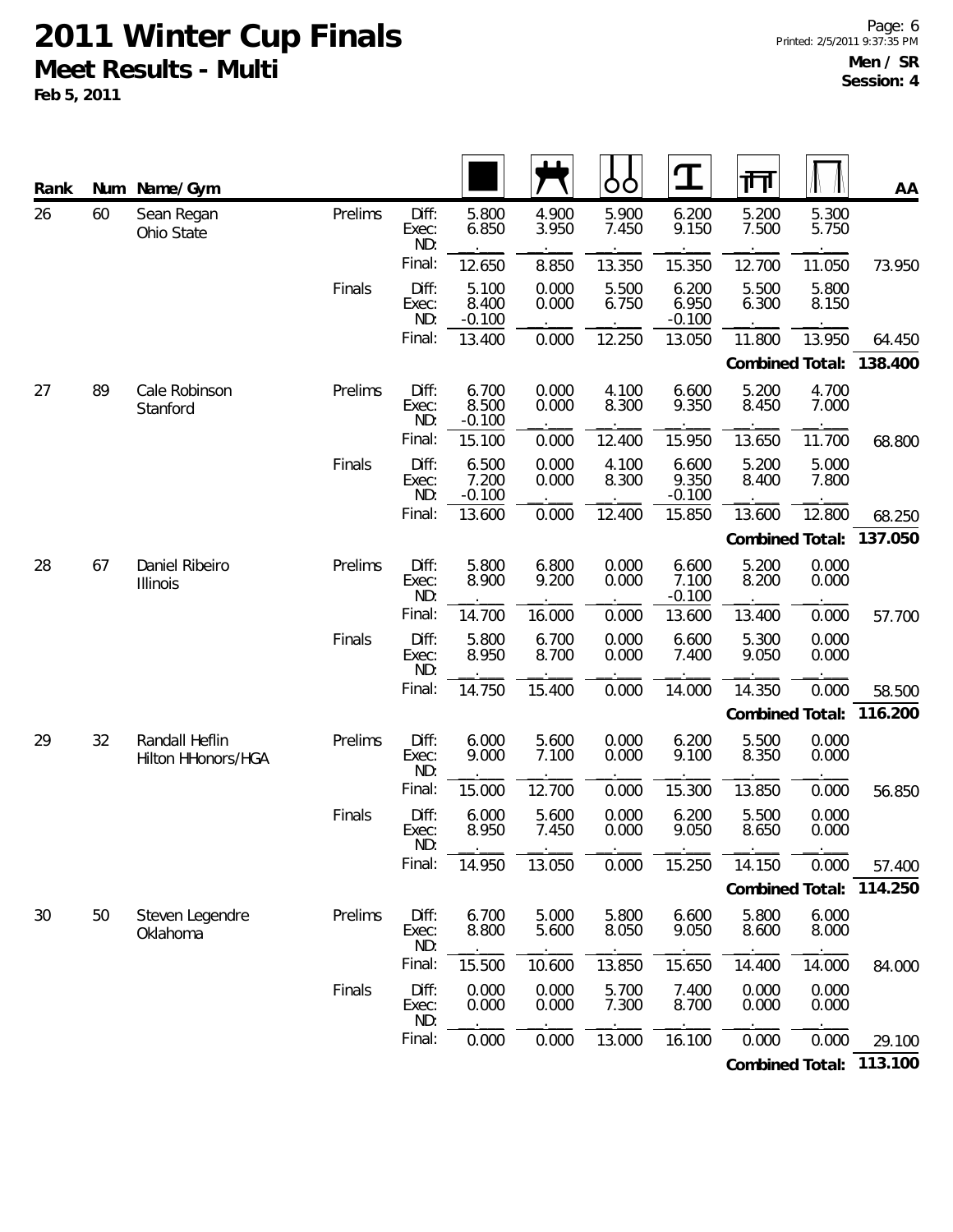# 2011 Winter Cup Finals

## Meet Results - Multi

**Feb 5, 2011**

**Men / SR**
**Session: 4**

| Rank | Num | Name/Gym | | | Floor | Pommel Horse | Rings | Vault | Parallel Bars | High Bar | AA |
|---|---|---|---|---|---|---|---|---|---|---|---|
| 26 | 60 | Sean Regan, Ohio State | Prelims | Diff: | 5.800 | 4.900 | 5.900 | 6.200 | 5.200 | 5.300 | |
| | | | | Exec: | 6.850 | 3.950 | 7.450 | 9.150 | 7.500 | 5.750 | |
| | | | | ND: | | | | | | | |
| | | | | Final: | 12.650 | 8.850 | 13.350 | 15.350 | 12.700 | 11.050 | 73.950 |
| | | | Finals | Diff: | 5.100 | 0.000 | 5.500 | 6.200 | 5.500 | 5.800 | |
| | | | | Exec: | 8.400 | 0.000 | 6.750 | 6.950 | 6.300 | 8.150 | |
| | | | | ND: | -0.100 | | | -0.100 | | | |
| | | | | Final: | 13.400 | 0.000 | 12.250 | 13.050 | 11.800 | 13.950 | 64.450 |
| | | | | | | | | | | **Combined Total:** | **138.400** |
| 27 | 89 | Cale Robinson, Stanford | Prelims | Diff: | 6.700 | 0.000 | 4.100 | 6.600 | 5.200 | 4.700 | |
| | | | | Exec: | 8.500 | 0.000 | 8.300 | 9.350 | 8.450 | 7.000 | |
| | | | | ND: | -0.100 | | | | | | |
| | | | | Final: | 15.100 | 0.000 | 12.400 | 15.950 | 13.650 | 11.700 | 68.800 |
| | | | Finals | Diff: | 6.500 | 0.000 | 4.100 | 6.600 | 5.200 | 5.000 | |
| | | | | Exec: | 7.200 | 0.000 | 8.300 | 9.350 | 8.400 | 7.800 | |
| | | | | ND: | -0.100 | | | -0.100 | | | |
| | | | | Final: | 13.600 | 0.000 | 12.400 | 15.850 | 13.600 | 12.800 | 68.250 |
| | | | | | | | | | | **Combined Total:** | **137.050** |
| 28 | 67 | Daniel Ribeiro, Illinois | Prelims | Diff: | 5.800 | 6.800 | 0.000 | 6.600 | 5.200 | 0.000 | |
| | | | | Exec: | 8.900 | 9.200 | 0.000 | 7.100 | 8.200 | 0.000 | |
| | | | | ND: | | | | -0.100 | | | |
| | | | | Final: | 14.700 | 16.000 | 0.000 | 13.600 | 13.400 | 0.000 | 57.700 |
| | | | Finals | Diff: | 5.800 | 6.700 | 0.000 | 6.600 | 5.300 | 0.000 | |
| | | | | Exec: | 8.950 | 8.700 | 0.000 | 7.400 | 9.050 | 0.000 | |
| | | | | ND: | | | | | | | |
| | | | | Final: | 14.750 | 15.400 | 0.000 | 14.000 | 14.350 | 0.000 | 58.500 |
| | | | | | | | | | | **Combined Total:** | **116.200** |
| 29 | 32 | Randall Heflin, Hilton HHonors/HGA | Prelims | Diff: | 6.000 | 5.600 | 0.000 | 6.200 | 5.500 | 0.000 | |
| | | | | Exec: | 9.000 | 7.100 | 0.000 | 9.100 | 8.350 | 0.000 | |
| | | | | ND: | | | | | | | |
| | | | | Final: | 15.000 | 12.700 | 0.000 | 15.300 | 13.850 | 0.000 | 56.850 |
| | | | Finals | Diff: | 6.000 | 5.600 | 0.000 | 6.200 | 5.500 | 0.000 | |
| | | | | Exec: | 8.950 | 7.450 | 0.000 | 9.050 | 8.650 | 0.000 | |
| | | | | ND: | | | | | | | |
| | | | | Final: | 14.950 | 13.050 | 0.000 | 15.250 | 14.150 | 0.000 | 57.400 |
| | | | | | | | | | | **Combined Total:** | **114.250** |
| 30 | 50 | Steven Legendre, Oklahoma | Prelims | Diff: | 6.700 | 5.000 | 5.800 | 6.600 | 5.800 | 6.000 | |
| | | | | Exec: | 8.800 | 5.600 | 8.050 | 9.050 | 8.600 | 8.000 | |
| | | | | ND: | | | | | | | |
| | | | | Final: | 15.500 | 10.600 | 13.850 | 15.650 | 14.400 | 14.000 | 84.000 |
| | | | Finals | Diff: | 0.000 | 0.000 | 5.700 | 7.400 | 0.000 | 0.000 | |
| | | | | Exec: | 0.000 | 0.000 | 7.300 | 8.700 | 0.000 | 0.000 | |
| | | | | ND: | | | | | | | |
| | | | | Final: | 0.000 | 0.000 | 13.000 | 16.100 | 0.000 | 0.000 | 29.100 |
| | | | | | | | | | | **Combined Total:** | **113.100** |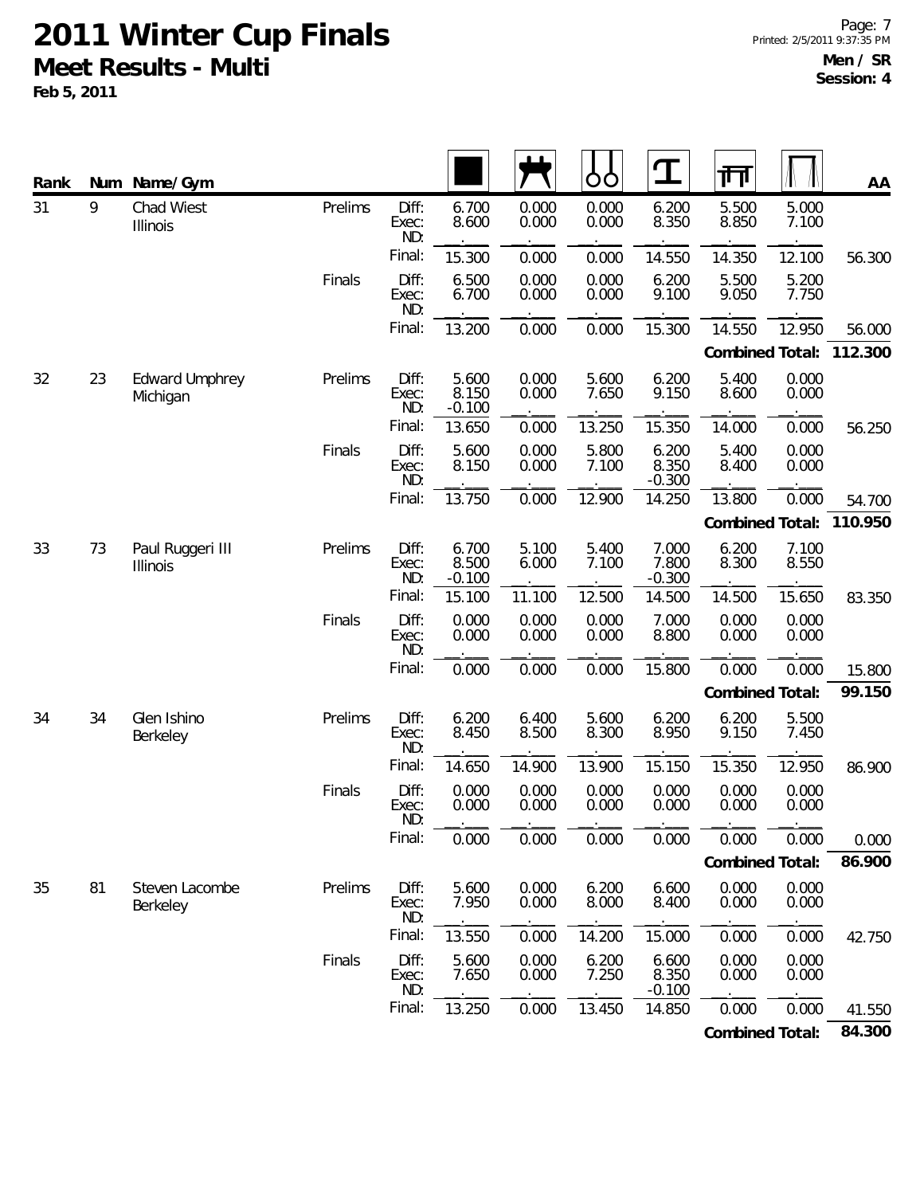# 2011 Winter Cup Finals

## Meet Results - Multi

**Feb 5, 2011**

**Men / SR**
**Session: 4**

| Rank | Num | Name/Gym | | | Floor | Pommel Horse | Rings | Vault | Parallel Bars | High Bar | AA |
|---|---|---|---|---|---|---|---|---|---|---|---|
| 31 | 9 | Chad Wiest, Illinois | Prelims | Diff: | 6.700 | 0.000 | 0.000 | 6.200 | 5.500 | 5.000 | |
| | | | | Exec: | 8.600 | 0.000 | 0.000 | 8.350 | 8.850 | 7.100 | |
| | | | | ND: | | | | | | | |
| | | | | Final: | 15.300 | 0.000 | 0.000 | 14.550 | 14.350 | 12.100 | 56.300 |
| | | | Finals | Diff: | 6.500 | 0.000 | 0.000 | 6.200 | 5.500 | 5.200 | |
| | | | | Exec: | 6.700 | 0.000 | 0.000 | 9.100 | 9.050 | 7.750 | |
| | | | | ND: | | | | | | | |
| | | | | Final: | 13.200 | 0.000 | 0.000 | 15.300 | 14.550 | 12.950 | 56.000 |
| | | | | | | | | | **Combined Total:** | | **112.300** |
| 32 | 23 | Edward Umphrey, Michigan | Prelims | Diff: | 5.600 | 0.000 | 5.600 | 6.200 | 5.400 | 0.000 | |
| | | | | Exec: | 8.150 | 0.000 | 7.650 | 9.150 | 8.600 | 0.000 | |
| | | | | ND: | -0.100 | | | | | | |
| | | | | Final: | 13.650 | 0.000 | 13.250 | 15.350 | 14.000 | 0.000 | 56.250 |
| | | | Finals | Diff: | 5.600 | 0.000 | 5.800 | 6.200 | 5.400 | 0.000 | |
| | | | | Exec: | 8.150 | 0.000 | 7.100 | 8.350 | 8.400 | 0.000 | |
| | | | | ND: | | | | -0.300 | | | |
| | | | | Final: | 13.750 | 0.000 | 12.900 | 14.250 | 13.800 | 0.000 | 54.700 |
| | | | | | | | | | **Combined Total:** | | **110.950** |
| 33 | 73 | Paul Ruggeri III, Illinois | Prelims | Diff: | 6.700 | 5.100 | 5.400 | 7.000 | 6.200 | 7.100 | |
| | | | | Exec: | 8.500 | 6.000 | 7.100 | 7.800 | 8.300 | 8.550 | |
| | | | | ND: | -0.100 | | | -0.300 | | | |
| | | | | Final: | 15.100 | 11.100 | 12.500 | 14.500 | 14.500 | 15.650 | 83.350 |
| | | | Finals | Diff: | 0.000 | 0.000 | 0.000 | 7.000 | 0.000 | 0.000 | |
| | | | | Exec: | 0.000 | 0.000 | 0.000 | 8.800 | 0.000 | 0.000 | |
| | | | | ND: | | | | | | | |
| | | | | Final: | 0.000 | 0.000 | 0.000 | 15.800 | 0.000 | 0.000 | 15.800 |
| | | | | | | | | | **Combined Total:** | | **99.150** |
| 34 | 34 | Glen Ishino, Berkeley | Prelims | Diff: | 6.200 | 6.400 | 5.600 | 6.200 | 6.200 | 5.500 | |
| | | | | Exec: | 8.450 | 8.500 | 8.300 | 8.950 | 9.150 | 7.450 | |
| | | | | ND: | | | | | | | |
| | | | | Final: | 14.650 | 14.900 | 13.900 | 15.150 | 15.350 | 12.950 | 86.900 |
| | | | Finals | Diff: | 0.000 | 0.000 | 0.000 | 0.000 | 0.000 | 0.000 | |
| | | | | Exec: | 0.000 | 0.000 | 0.000 | 0.000 | 0.000 | 0.000 | |
| | | | | ND: | | | | | | | |
| | | | | Final: | 0.000 | 0.000 | 0.000 | 0.000 | 0.000 | 0.000 | 0.000 |
| | | | | | | | | | **Combined Total:** | | **86.900** |
| 35 | 81 | Steven Lacombe, Berkeley | Prelims | Diff: | 5.600 | 0.000 | 6.200 | 6.600 | 0.000 | 0.000 | |
| | | | | Exec: | 7.950 | 0.000 | 8.000 | 8.400 | 0.000 | 0.000 | |
| | | | | ND: | | | | | | | |
| | | | | Final: | 13.550 | 0.000 | 14.200 | 15.000 | 0.000 | 0.000 | 42.750 |
| | | | Finals | Diff: | 5.600 | 0.000 | 6.200 | 6.600 | 0.000 | 0.000 | |
| | | | | Exec: | 7.650 | 0.000 | 7.250 | 8.350 | 0.000 | 0.000 | |
| | | | | ND: | | | | -0.100 | | | |
| | | | | Final: | 13.250 | 0.000 | 13.450 | 14.850 | 0.000 | 0.000 | 41.550 |
| | | | | | | | | | **Combined Total:** | | **84.300** |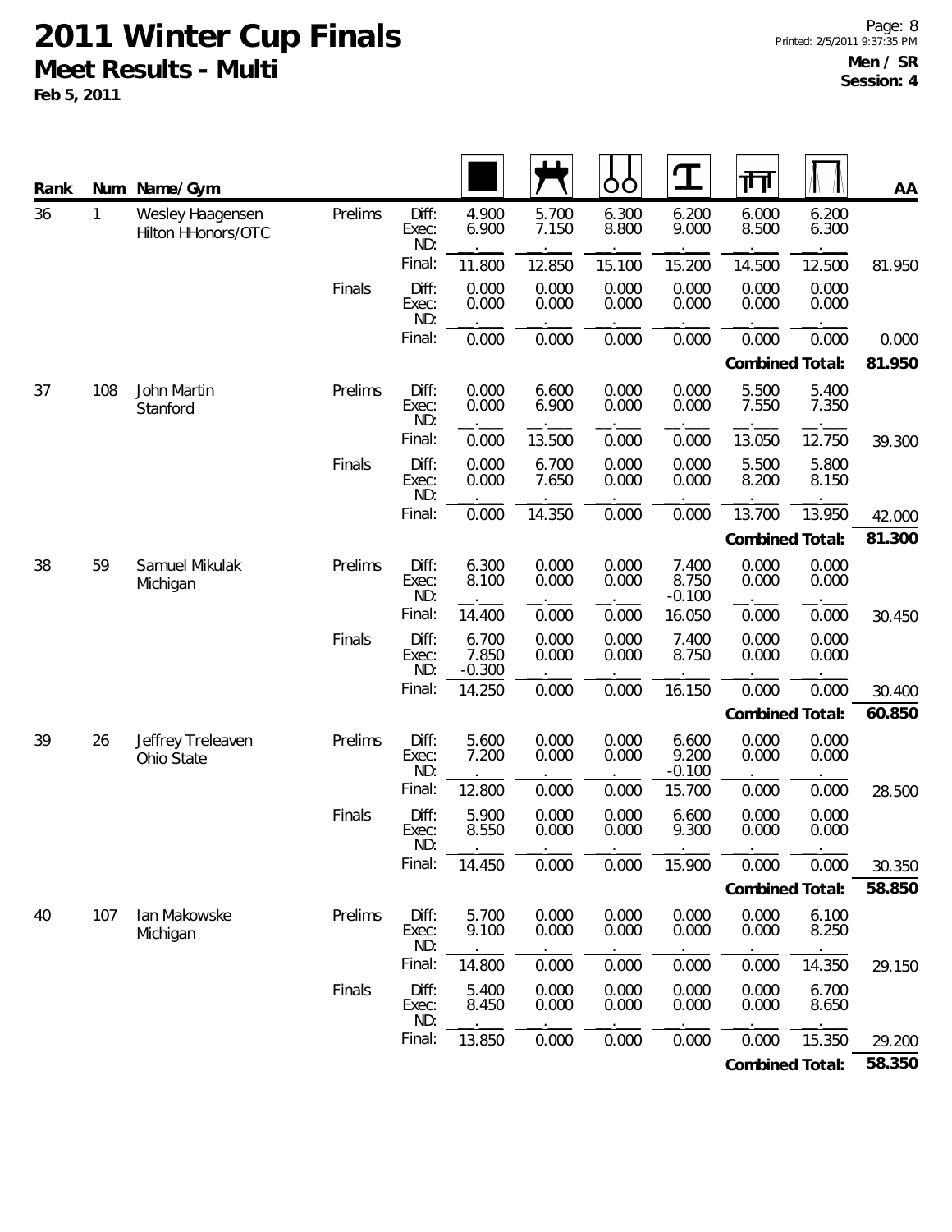# 2011 Winter Cup Finals

## Meet Results - Multi

**Feb 5, 2011**

**Men / SR**
**Session: 4**

| Rank | Num | Name/Gym | | | Floor | Pommel Horse | Rings | Vault | Parallel Bars | High Bar | AA |
|---|---|---|---|---|---|---|---|---|---|---|---|
| 36 | 1 | Wesley Haagensen<br>Hilton HHonors/OTC | Prelims | Diff: | 4.900 | 5.700 | 6.300 | 6.200 | 6.000 | 6.200 | |
| | | | | Exec: | 6.900 | 7.150 | 8.800 | 9.000 | 8.500 | 6.300 | |
| | | | | ND: | | | | | | | |
| | | | | Final: | 11.800 | 12.850 | 15.100 | 15.200 | 14.500 | 12.500 | 81.950 |
| | | | Finals | Diff: | 0.000 | 0.000 | 0.000 | 0.000 | 0.000 | 0.000 | |
| | | | | Exec: | 0.000 | 0.000 | 0.000 | 0.000 | 0.000 | 0.000 | |
| | | | | ND: | | | | | | | |
| | | | | Final: | 0.000 | 0.000 | 0.000 | 0.000 | 0.000 | 0.000 | 0.000 |
| | | | | | | | | | **Combined Total:** | | **81.950** |
| 37 | 108 | John Martin<br>Stanford | Prelims | Diff: | 0.000 | 6.600 | 0.000 | 0.000 | 5.500 | 5.400 | |
| | | | | Exec: | 0.000 | 6.900 | 0.000 | 0.000 | 7.550 | 7.350 | |
| | | | | ND: | | | | | | | |
| | | | | Final: | 0.000 | 13.500 | 0.000 | 0.000 | 13.050 | 12.750 | 39.300 |
| | | | Finals | Diff: | 0.000 | 6.700 | 0.000 | 0.000 | 5.500 | 5.800 | |
| | | | | Exec: | 0.000 | 7.650 | 0.000 | 0.000 | 8.200 | 8.150 | |
| | | | | ND: | | | | | | | |
| | | | | Final: | 0.000 | 14.350 | 0.000 | 0.000 | 13.700 | 13.950 | 42.000 |
| | | | | | | | | | **Combined Total:** | | **81.300** |
| 38 | 59 | Samuel Mikulak<br>Michigan | Prelims | Diff: | 6.300 | 0.000 | 0.000 | 7.400 | 0.000 | 0.000 | |
| | | | | Exec: | 8.100 | 0.000 | 0.000 | 8.750 | 0.000 | 0.000 | |
| | | | | ND: | | | | -0.100 | | | |
| | | | | Final: | 14.400 | 0.000 | 0.000 | 16.050 | 0.000 | 0.000 | 30.450 |
| | | | Finals | Diff: | 6.700 | 0.000 | 0.000 | 7.400 | 0.000 | 0.000 | |
| | | | | Exec: | 7.850 | 0.000 | 0.000 | 8.750 | 0.000 | 0.000 | |
| | | | | ND: | -0.300 | | | | | | |
| | | | | Final: | 14.250 | 0.000 | 0.000 | 16.150 | 0.000 | 0.000 | 30.400 |
| | | | | | | | | | **Combined Total:** | | **60.850** |
| 39 | 26 | Jeffrey Treleaven<br>Ohio State | Prelims | Diff: | 5.600 | 0.000 | 0.000 | 6.600 | 0.000 | 0.000 | |
| | | | | Exec: | 7.200 | 0.000 | 0.000 | 9.200 | 0.000 | 0.000 | |
| | | | | ND: | | | | -0.100 | | | |
| | | | | Final: | 12.800 | 0.000 | 0.000 | 15.700 | 0.000 | 0.000 | 28.500 |
| | | | Finals | Diff: | 5.900 | 0.000 | 0.000 | 6.600 | 0.000 | 0.000 | |
| | | | | Exec: | 8.550 | 0.000 | 0.000 | 9.300 | 0.000 | 0.000 | |
| | | | | ND: | | | | | | | |
| | | | | Final: | 14.450 | 0.000 | 0.000 | 15.900 | 0.000 | 0.000 | 30.350 |
| | | | | | | | | | **Combined Total:** | | **58.850** |
| 40 | 107 | Ian Makowske<br>Michigan | Prelims | Diff: | 5.700 | 0.000 | 0.000 | 0.000 | 0.000 | 6.100 | |
| | | | | Exec: | 9.100 | 0.000 | 0.000 | 0.000 | 0.000 | 8.250 | |
| | | | | ND: | | | | | | | |
| | | | | Final: | 14.800 | 0.000 | 0.000 | 0.000 | 0.000 | 14.350 | 29.150 |
| | | | Finals | Diff: | 5.400 | 0.000 | 0.000 | 0.000 | 0.000 | 6.700 | |
| | | | | Exec: | 8.450 | 0.000 | 0.000 | 0.000 | 0.000 | 8.650 | |
| | | | | ND: | | | | | | | |
| | | | | Final: | 13.850 | 0.000 | 0.000 | 0.000 | 0.000 | 15.350 | 29.200 |
| | | | | | | | | | **Combined Total:** | | **58.350** |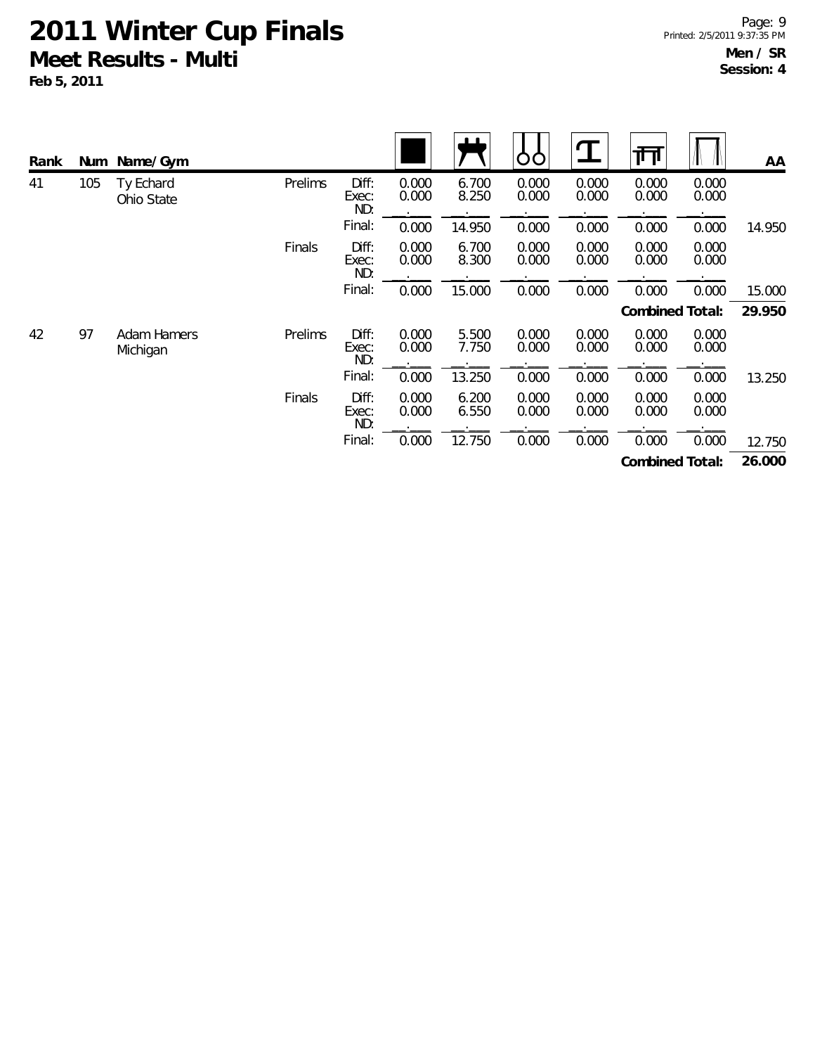# 2011 Winter Cup Finals

## Meet Results - Multi

**Feb 5, 2011**

**Men / SR**
**Session: 4**

| Rank | Num | Name/Gym | | | Floor | Pommel Horse | Rings | Vault | Parallel Bars | High Bar | AA |
|---|---|---|---|---|---|---|---|---|---|---|---|
| 41 | 105 | Ty Echard<br>Ohio State | Prelims | Diff: | 0.000 | 6.700 | 0.000 | 0.000 | 0.000 | 0.000 | |
| | | | | Exec: | 0.000 | 8.250 | 0.000 | 0.000 | 0.000 | 0.000 | |
| | | | | ND: | . | . | . | . | . | . | |
| | | | | Final: | 0.000 | 14.950 | 0.000 | 0.000 | 0.000 | 0.000 | 14.950 |
| | | | Finals | Diff: | 0.000 | 6.700 | 0.000 | 0.000 | 0.000 | 0.000 | |
| | | | | Exec: | 0.000 | 8.300 | 0.000 | 0.000 | 0.000 | 0.000 | |
| | | | | ND: | . | . | . | . | . | . | |
| | | | | Final: | 0.000 | 15.000 | 0.000 | 0.000 | 0.000 | 0.000 | 15.000 |
| | | | | | | | | | **Combined Total:** | | **29.950** |
| 42 | 97 | Adam Hamers<br>Michigan | Prelims | Diff: | 0.000 | 5.500 | 0.000 | 0.000 | 0.000 | 0.000 | |
| | | | | Exec: | 0.000 | 7.750 | 0.000 | 0.000 | 0.000 | 0.000 | |
| | | | | ND: | . | . | . | . | . | . | |
| | | | | Final: | 0.000 | 13.250 | 0.000 | 0.000 | 0.000 | 0.000 | 13.250 |
| | | | Finals | Diff: | 0.000 | 6.200 | 0.000 | 0.000 | 0.000 | 0.000 | |
| | | | | Exec: | 0.000 | 6.550 | 0.000 | 0.000 | 0.000 | 0.000 | |
| | | | | ND: | . | . | . | . | . | . | |
| | | | | Final: | 0.000 | 12.750 | 0.000 | 0.000 | 0.000 | 0.000 | 12.750 |
| | | | | | | | | | **Combined Total:** | | **26.000** |